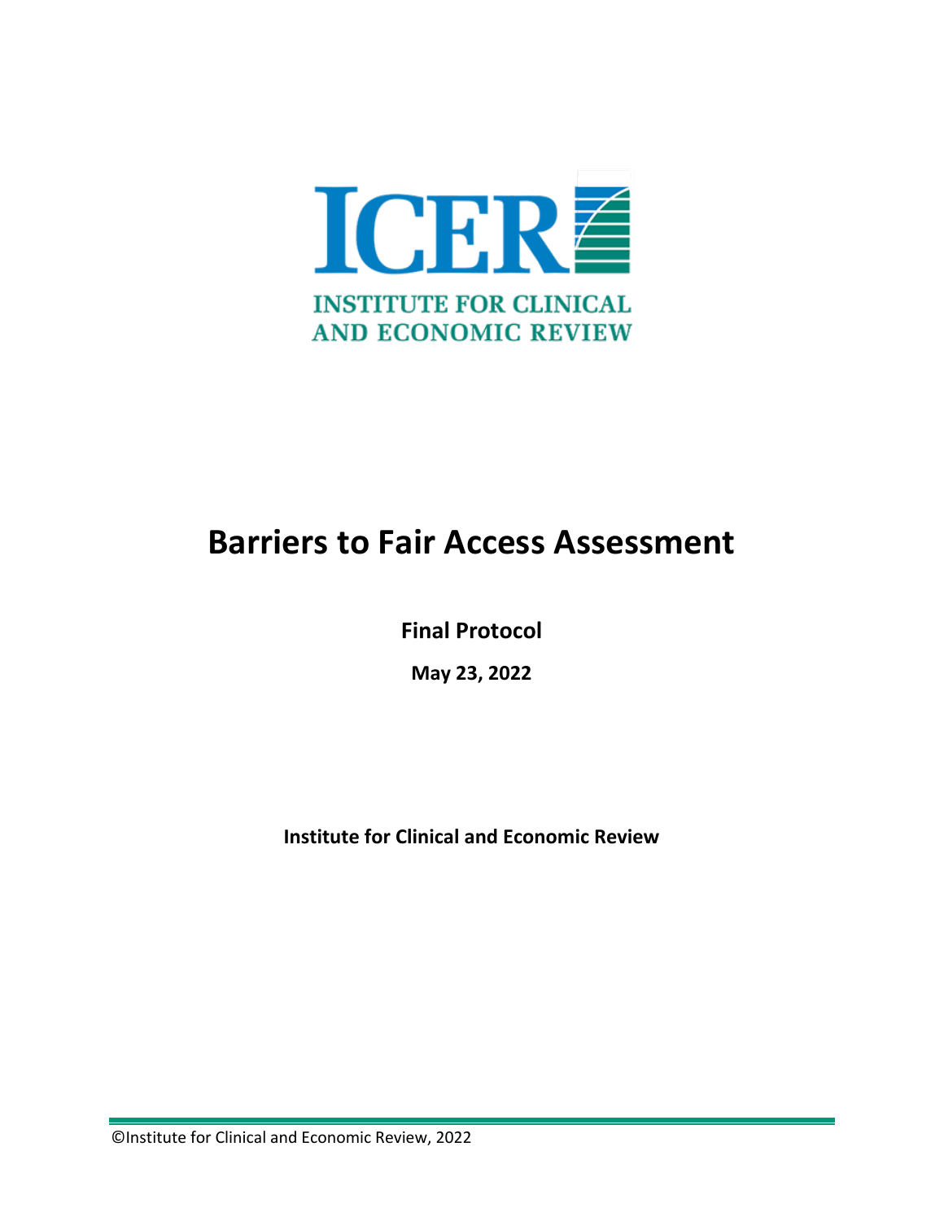ICER

INSTITUTE FOR CLINICAL AND ECONOMIC REVIEW

# Barriers to Fair Access Assessment

**Final Protocol**

**May 23, 2022**

**Institute for Clinical and Economic Review**

©Institute for Clinical and Economic Review, 2022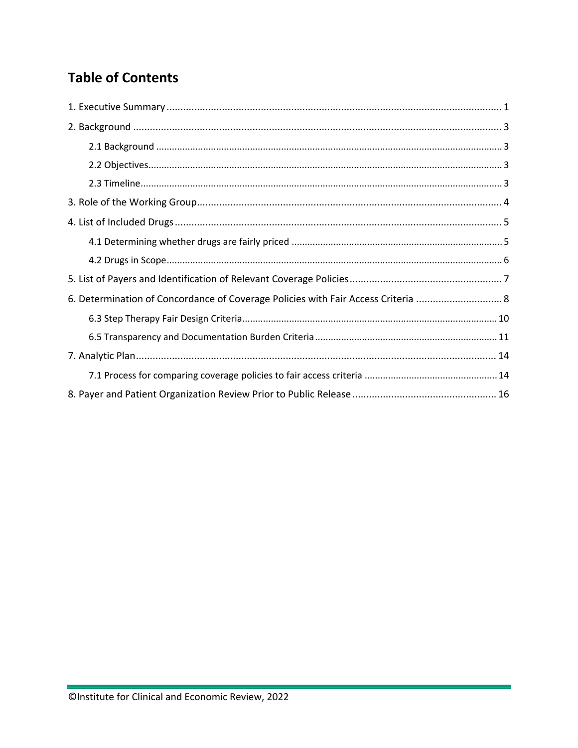# Table of Contents

1. Executive Summary ........................................................................................................................ 1
2. Background ..................................................................................................................................... 3
    - 2.1 Background ............................................................................................................................. 3
    - 2.2 Objectives................................................................................................................................. 3
    - 2.3 Timeline.................................................................................................................................... 3
3. Role of the Working Group............................................................................................................ 4
4. List of Included Drugs .................................................................................................................... 5
    - 4.1 Determining whether drugs are fairly priced ........................................................................... 5
    - 4.2 Drugs in Scope.......................................................................................................................... 6
5. List of Payers and Identification of Relevant Coverage Policies...................................................... 7
6. Determination of Concordance of Coverage Policies with Fair Access Criteria .............................. 8
    - 6.3 Step Therapy Fair Design Criteria............................................................................................ 10
    - 6.5 Transparency and Documentation Burden Criteria ................................................................ 11
7. Analytic Plan................................................................................................................................. 14
    - 7.1 Process for comparing coverage policies to fair access criteria ............................................. 14
8. Payer and Patient Organization Review Prior to Public Release ................................................... 16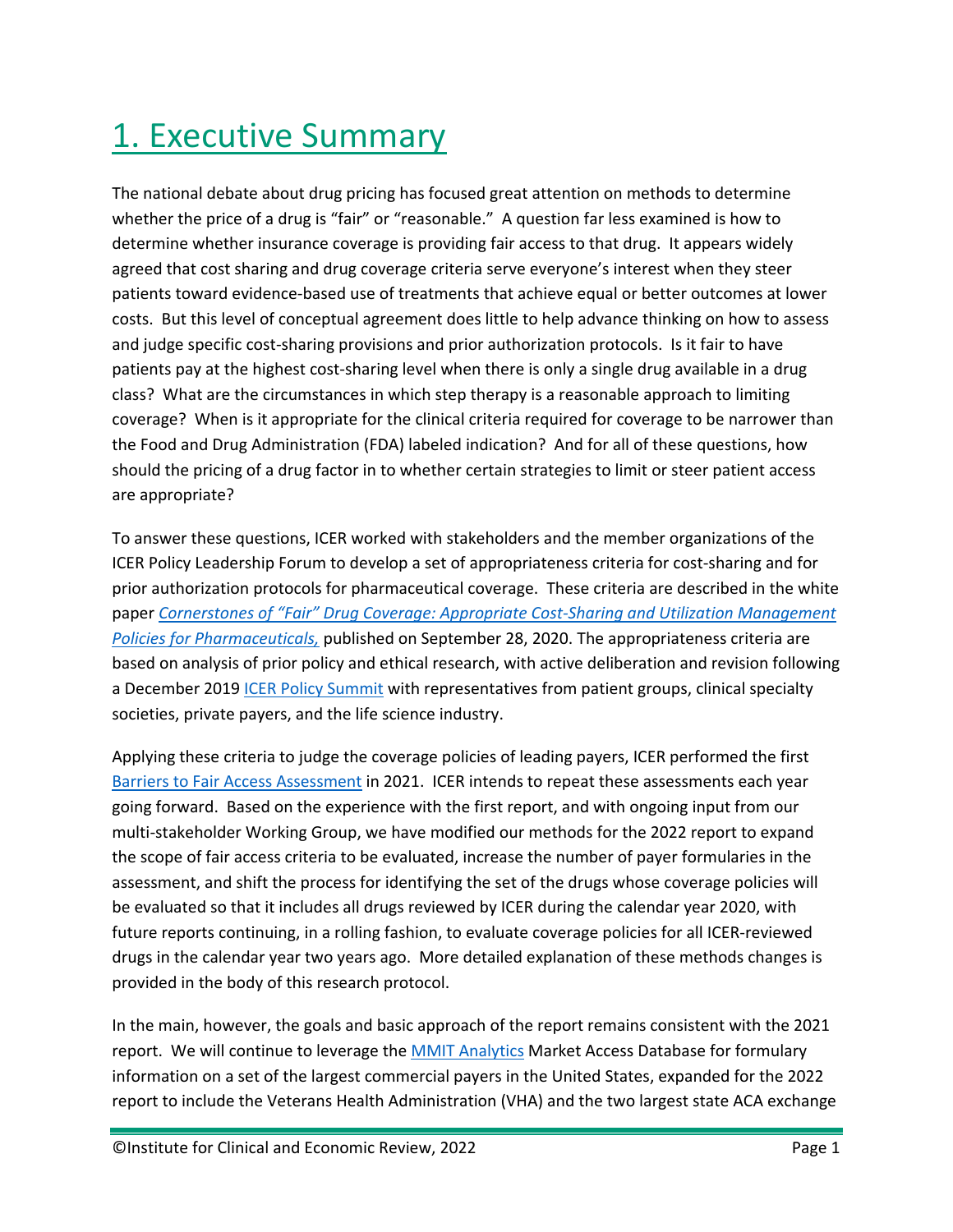# 1. Executive Summary

The national debate about drug pricing has focused great attention on methods to determine whether the price of a drug is "fair" or "reasonable." A question far less examined is how to determine whether insurance coverage is providing fair access to that drug. It appears widely agreed that cost sharing and drug coverage criteria serve everyone's interest when they steer patients toward evidence-based use of treatments that achieve equal or better outcomes at lower costs. But this level of conceptual agreement does little to help advance thinking on how to assess and judge specific cost-sharing provisions and prior authorization protocols. Is it fair to have patients pay at the highest cost-sharing level when there is only a single drug available in a drug class? What are the circumstances in which step therapy is a reasonable approach to limiting coverage? When is it appropriate for the clinical criteria required for coverage to be narrower than the Food and Drug Administration (FDA) labeled indication? And for all of these questions, how should the pricing of a drug factor in to whether certain strategies to limit or steer patient access are appropriate?

To answer these questions, ICER worked with stakeholders and the member organizations of the ICER Policy Leadership Forum to develop a set of appropriateness criteria for cost-sharing and for prior authorization protocols for pharmaceutical coverage. These criteria are described in the white paper *Cornerstones of "Fair" Drug Coverage: Appropriate Cost-Sharing and Utilization Management Policies for Pharmaceuticals,* published on September 28, 2020. The appropriateness criteria are based on analysis of prior policy and ethical research, with active deliberation and revision following a December 2019 ICER Policy Summit with representatives from patient groups, clinical specialty societies, private payers, and the life science industry.

Applying these criteria to judge the coverage policies of leading payers, ICER performed the first Barriers to Fair Access Assessment in 2021. ICER intends to repeat these assessments each year going forward. Based on the experience with the first report, and with ongoing input from our multi-stakeholder Working Group, we have modified our methods for the 2022 report to expand the scope of fair access criteria to be evaluated, increase the number of payer formularies in the assessment, and shift the process for identifying the set of the drugs whose coverage policies will be evaluated so that it includes all drugs reviewed by ICER during the calendar year 2020, with future reports continuing, in a rolling fashion, to evaluate coverage policies for all ICER-reviewed drugs in the calendar year two years ago. More detailed explanation of these methods changes is provided in the body of this research protocol.

In the main, however, the goals and basic approach of the report remains consistent with the 2021 report. We will continue to leverage the MMIT Analytics Market Access Database for formulary information on a set of the largest commercial payers in the United States, expanded for the 2022 report to include the Veterans Health Administration (VHA) and the two largest state ACA exchange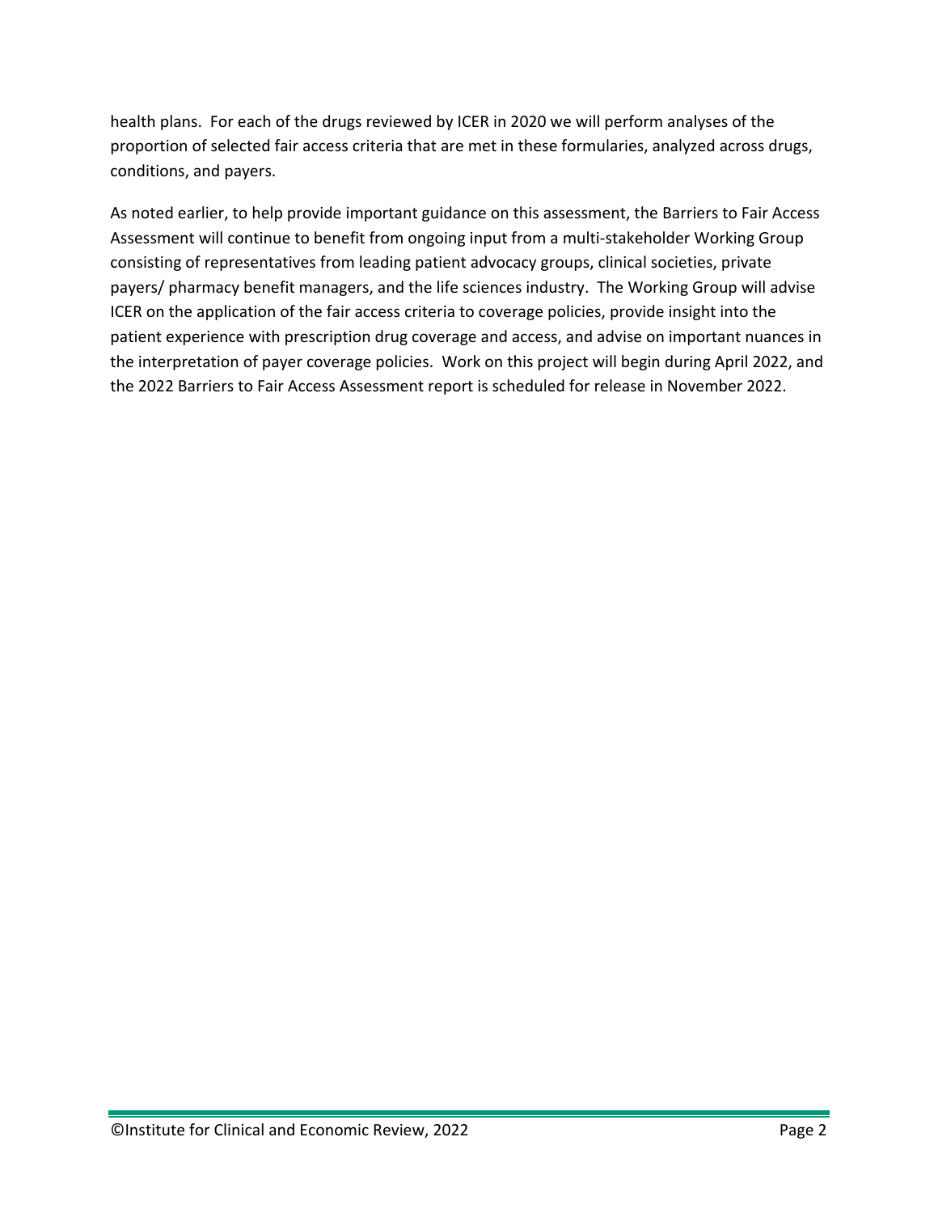health plans. For each of the drugs reviewed by ICER in 2020 we will perform analyses of the proportion of selected fair access criteria that are met in these formularies, analyzed across drugs, conditions, and payers.

As noted earlier, to help provide important guidance on this assessment, the Barriers to Fair Access Assessment will continue to benefit from ongoing input from a multi-stakeholder Working Group consisting of representatives from leading patient advocacy groups, clinical societies, private payers/ pharmacy benefit managers, and the life sciences industry. The Working Group will advise ICER on the application of the fair access criteria to coverage policies, provide insight into the patient experience with prescription drug coverage and access, and advise on important nuances in the interpretation of payer coverage policies. Work on this project will begin during April 2022, and the 2022 Barriers to Fair Access Assessment report is scheduled for release in November 2022.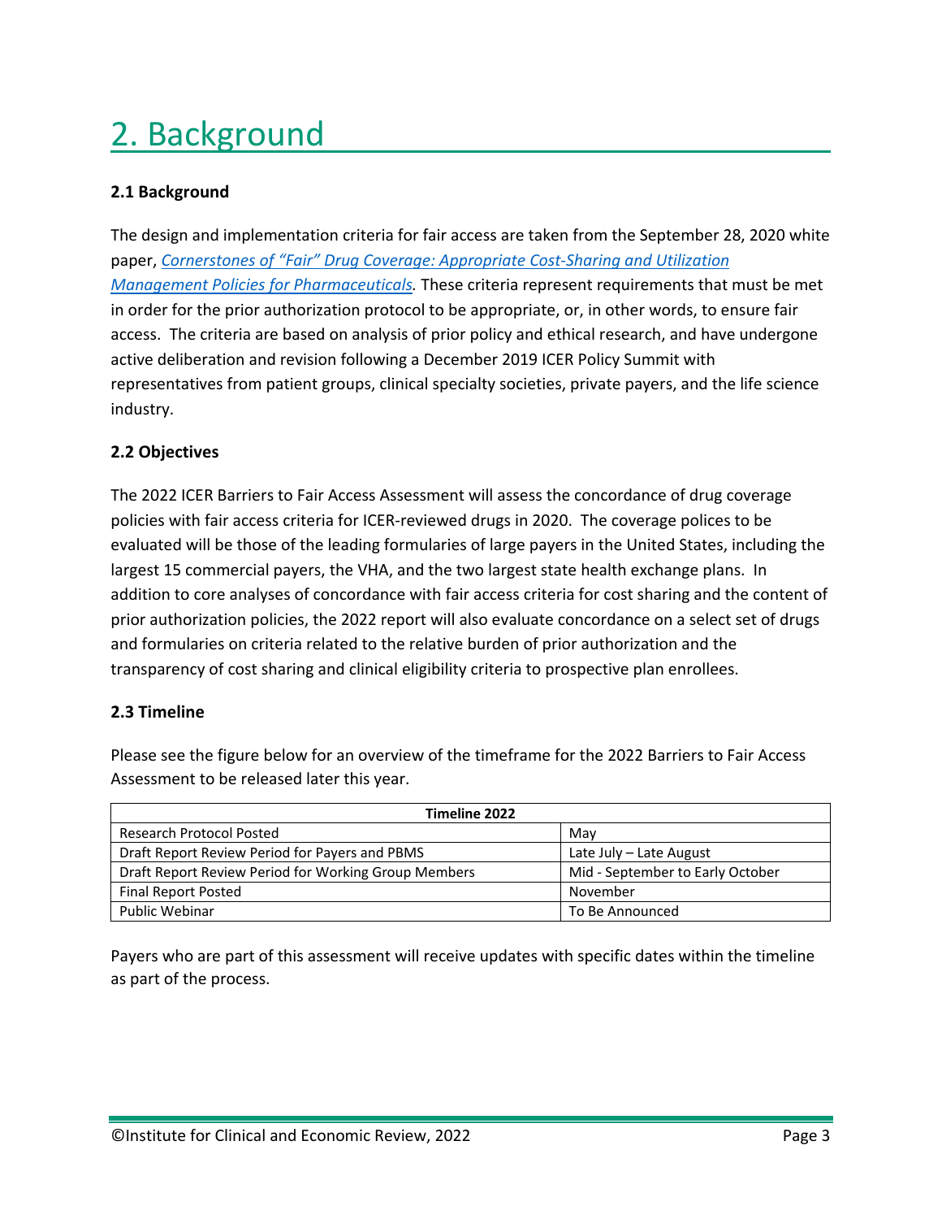# 2. Background

### 2.1 Background

The design and implementation criteria for fair access are taken from the September 28, 2020 white paper, *Cornerstones of "Fair" Drug Coverage: Appropriate Cost-Sharing and Utilization Management Policies for Pharmaceuticals.* These criteria represent requirements that must be met in order for the prior authorization protocol to be appropriate, or, in other words, to ensure fair access. The criteria are based on analysis of prior policy and ethical research, and have undergone active deliberation and revision following a December 2019 ICER Policy Summit with representatives from patient groups, clinical specialty societies, private payers, and the life science industry.

### 2.2 Objectives

The 2022 ICER Barriers to Fair Access Assessment will assess the concordance of drug coverage policies with fair access criteria for ICER-reviewed drugs in 2020. The coverage polices to be evaluated will be those of the leading formularies of large payers in the United States, including the largest 15 commercial payers, the VHA, and the two largest state health exchange plans. In addition to core analyses of concordance with fair access criteria for cost sharing and the content of prior authorization policies, the 2022 report will also evaluate concordance on a select set of drugs and formularies on criteria related to the relative burden of prior authorization and the transparency of cost sharing and clinical eligibility criteria to prospective plan enrollees.

### 2.3 Timeline

Please see the figure below for an overview of the timeframe for the 2022 Barriers to Fair Access Assessment to be released later this year.

| Timeline 2022 | |
|---|---|
| Research Protocol Posted | May |
| Draft Report Review Period for Payers and PBMS | Late July – Late August |
| Draft Report Review Period for Working Group Members | Mid - September to Early October |
| Final Report Posted | November |
| Public Webinar | To Be Announced |

Payers who are part of this assessment will receive updates with specific dates within the timeline as part of the process.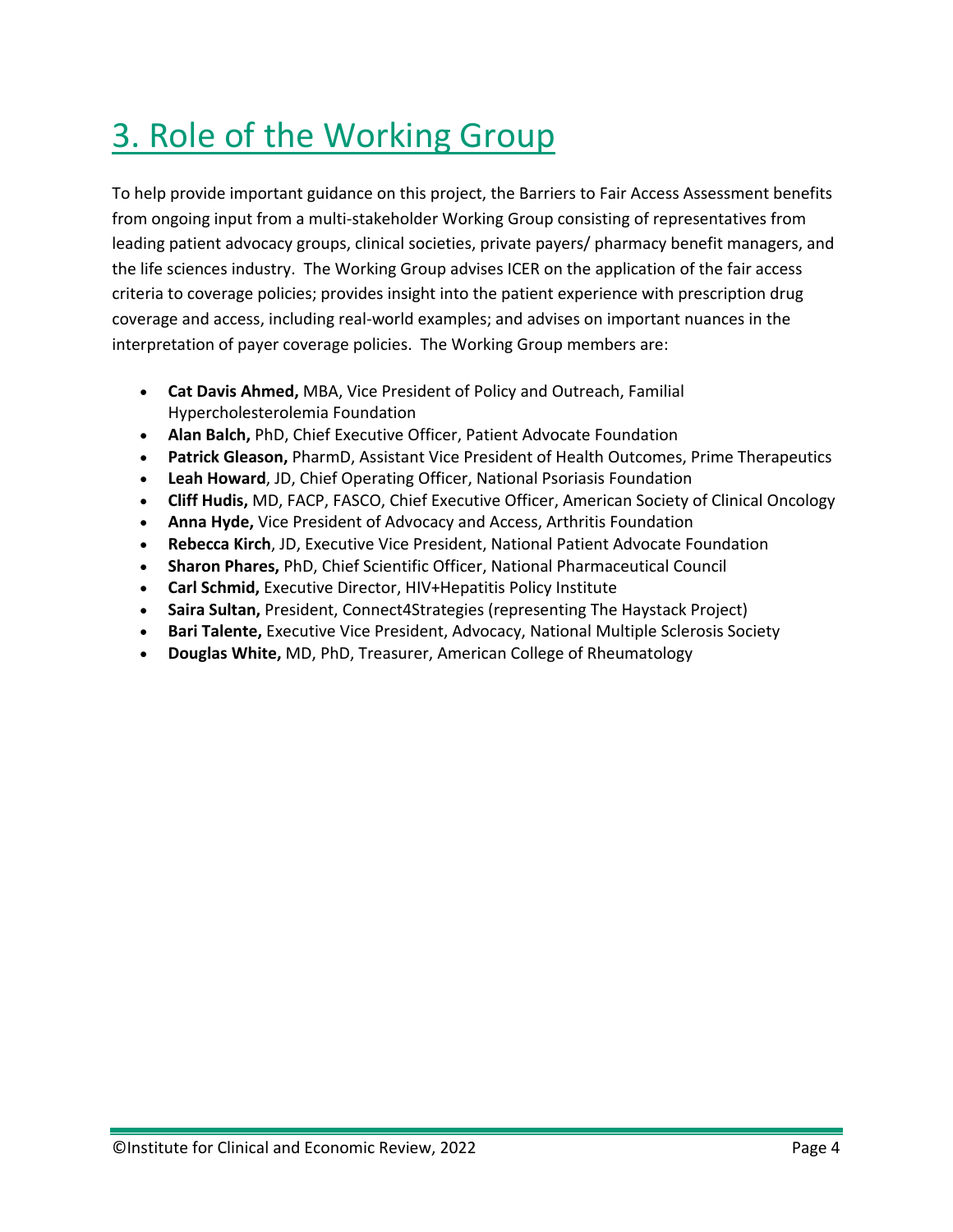# 3. Role of the Working Group

To help provide important guidance on this project, the Barriers to Fair Access Assessment benefits from ongoing input from a multi-stakeholder Working Group consisting of representatives from leading patient advocacy groups, clinical societies, private payers/ pharmacy benefit managers, and the life sciences industry. The Working Group advises ICER on the application of the fair access criteria to coverage policies; provides insight into the patient experience with prescription drug coverage and access, including real-world examples; and advises on important nuances in the interpretation of payer coverage policies. The Working Group members are:

- **Cat Davis Ahmed,** MBA, Vice President of Policy and Outreach, Familial Hypercholesterolemia Foundation
- **Alan Balch,** PhD, Chief Executive Officer, Patient Advocate Foundation
- **Patrick Gleason,** PharmD, Assistant Vice President of Health Outcomes, Prime Therapeutics
- **Leah Howard**, JD, Chief Operating Officer, National Psoriasis Foundation
- **Cliff Hudis,** MD, FACP, FASCO, Chief Executive Officer, American Society of Clinical Oncology
- **Anna Hyde,** Vice President of Advocacy and Access, Arthritis Foundation
- **Rebecca Kirch**, JD, Executive Vice President, National Patient Advocate Foundation
- **Sharon Phares,** PhD, Chief Scientific Officer, National Pharmaceutical Council
- **Carl Schmid,** Executive Director, HIV+Hepatitis Policy Institute
- **Saira Sultan,** President, Connect4Strategies (representing The Haystack Project)
- **Bari Talente,** Executive Vice President, Advocacy, National Multiple Sclerosis Society
- **Douglas White,** MD, PhD, Treasurer, American College of Rheumatology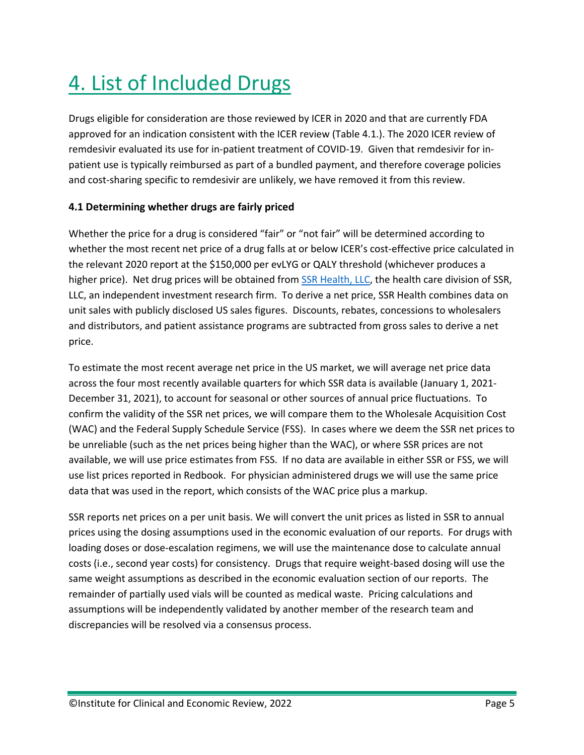# 4. List of Included Drugs

Drugs eligible for consideration are those reviewed by ICER in 2020 and that are currently FDA approved for an indication consistent with the ICER review (Table 4.1.). The 2020 ICER review of remdesivir evaluated its use for in-patient treatment of COVID-19. Given that remdesivir for in-patient use is typically reimbursed as part of a bundled payment, and therefore coverage policies and cost-sharing specific to remdesivir are unlikely, we have removed it from this review.

### 4.1 Determining whether drugs are fairly priced

Whether the price for a drug is considered "fair" or "not fair" will be determined according to whether the most recent net price of a drug falls at or below ICER's cost-effective price calculated in the relevant 2020 report at the $150,000 per evLYG or QALY threshold (whichever produces a higher price). Net drug prices will be obtained from [SSR Health, LLC](), the health care division of SSR, LLC, an independent investment research firm. To derive a net price, SSR Health combines data on unit sales with publicly disclosed US sales figures. Discounts, rebates, concessions to wholesalers and distributors, and patient assistance programs are subtracted from gross sales to derive a net price.

To estimate the most recent average net price in the US market, we will average net price data across the four most recently available quarters for which SSR data is available (January 1, 2021-December 31, 2021), to account for seasonal or other sources of annual price fluctuations. To confirm the validity of the SSR net prices, we will compare them to the Wholesale Acquisition Cost (WAC) and the Federal Supply Schedule Service (FSS). In cases where we deem the SSR net prices to be unreliable (such as the net prices being higher than the WAC), or where SSR prices are not available, we will use price estimates from FSS. If no data are available in either SSR or FSS, we will use list prices reported in Redbook. For physician administered drugs we will use the same price data that was used in the report, which consists of the WAC price plus a markup.

SSR reports net prices on a per unit basis. We will convert the unit prices as listed in SSR to annual prices using the dosing assumptions used in the economic evaluation of our reports. For drugs with loading doses or dose-escalation regimens, we will use the maintenance dose to calculate annual costs (i.e., second year costs) for consistency. Drugs that require weight-based dosing will use the same weight assumptions as described in the economic evaluation section of our reports. The remainder of partially used vials will be counted as medical waste. Pricing calculations and assumptions will be independently validated by another member of the research team and discrepancies will be resolved via a consensus process.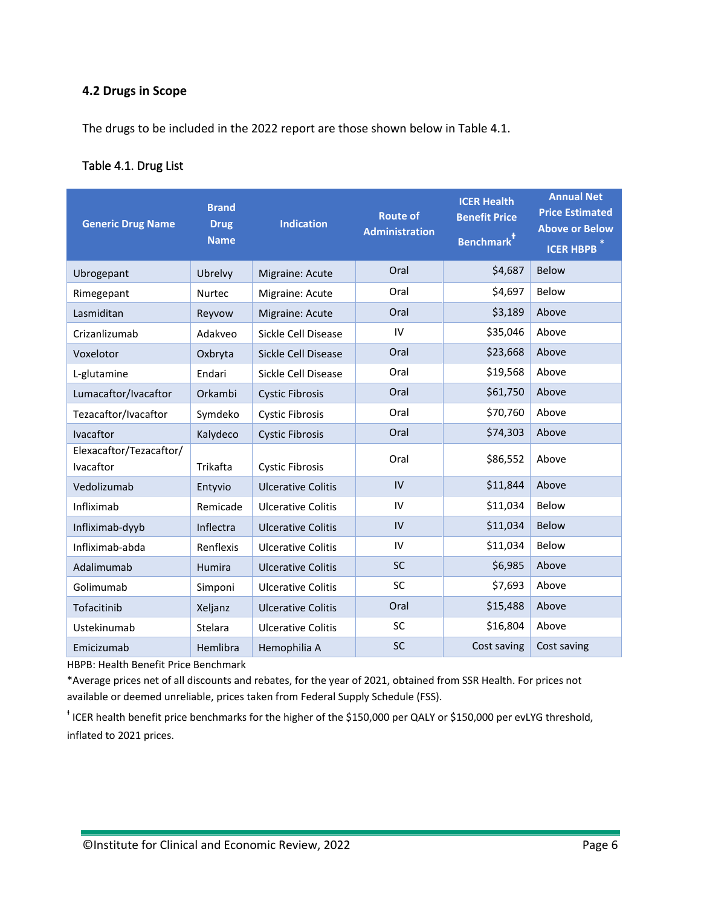### 4.2 Drugs in Scope

The drugs to be included in the 2022 report are those shown below in Table 4.1.

Table 4.1. Drug List

| Generic Drug Name | Brand Drug Name | Indication | Route of Administration | ICER Health Benefit Price Benchmark[ǂ] | Annual Net Price Estimated Above or Below ICER HBPB [*] |
|---|---|---|---|---|---|
| Ubrogepant | Ubrelvy | Migraine: Acute | Oral | $4,687 | Below |
| Rimegepant | Nurtec | Migraine: Acute | Oral | $4,697 | Below |
| Lasmiditan | Reyvow | Migraine: Acute | Oral | $3,189 | Above |
| Crizanlizumab | Adakveo | Sickle Cell Disease | IV | $35,046 | Above |
| Voxelotor | Oxbryta | Sickle Cell Disease | Oral | $23,668 | Above |
| L-glutamine | Endari | Sickle Cell Disease | Oral | $19,568 | Above |
| Lumacaftor/Ivacaftor | Orkambi | Cystic Fibrosis | Oral | $61,750 | Above |
| Tezacaftor/Ivacaftor | Symdeko | Cystic Fibrosis | Oral | $70,760 | Above |
| Ivacaftor | Kalydeco | Cystic Fibrosis | Oral | $74,303 | Above |
| Elexacaftor/Tezacaftor/ Ivacaftor | Trikafta | Cystic Fibrosis | Oral | $86,552 | Above |
| Vedolizumab | Entyvio | Ulcerative Colitis | IV | $11,844 | Above |
| Infliximab | Remicade | Ulcerative Colitis | IV | $11,034 | Below |
| Infliximab-dyyb | Inflectra | Ulcerative Colitis | IV | $11,034 | Below |
| Infliximab-abda | Renflexis | Ulcerative Colitis | IV | $11,034 | Below |
| Adalimumab | Humira | Ulcerative Colitis | SC | $6,985 | Above |
| Golimumab | Simponi | Ulcerative Colitis | SC | $7,693 | Above |
| Tofacitinib | Xeljanz | Ulcerative Colitis | Oral | $15,488 | Above |
| Ustekinumab | Stelara | Ulcerative Colitis | SC | $16,804 | Above |
| Emicizumab | Hemlibra | Hemophilia A | SC | Cost saving | Cost saving |

HBPB: Health Benefit Price Benchmark

*Average prices net of all discounts and rebates, for the year of 2021, obtained from SSR Health. For prices not available or deemed unreliable, prices taken from Federal Supply Schedule (FSS).

ǂ ICER health benefit price benchmarks for the higher of the $150,000 per QALY or $150,000 per evLYG threshold, inflated to 2021 prices.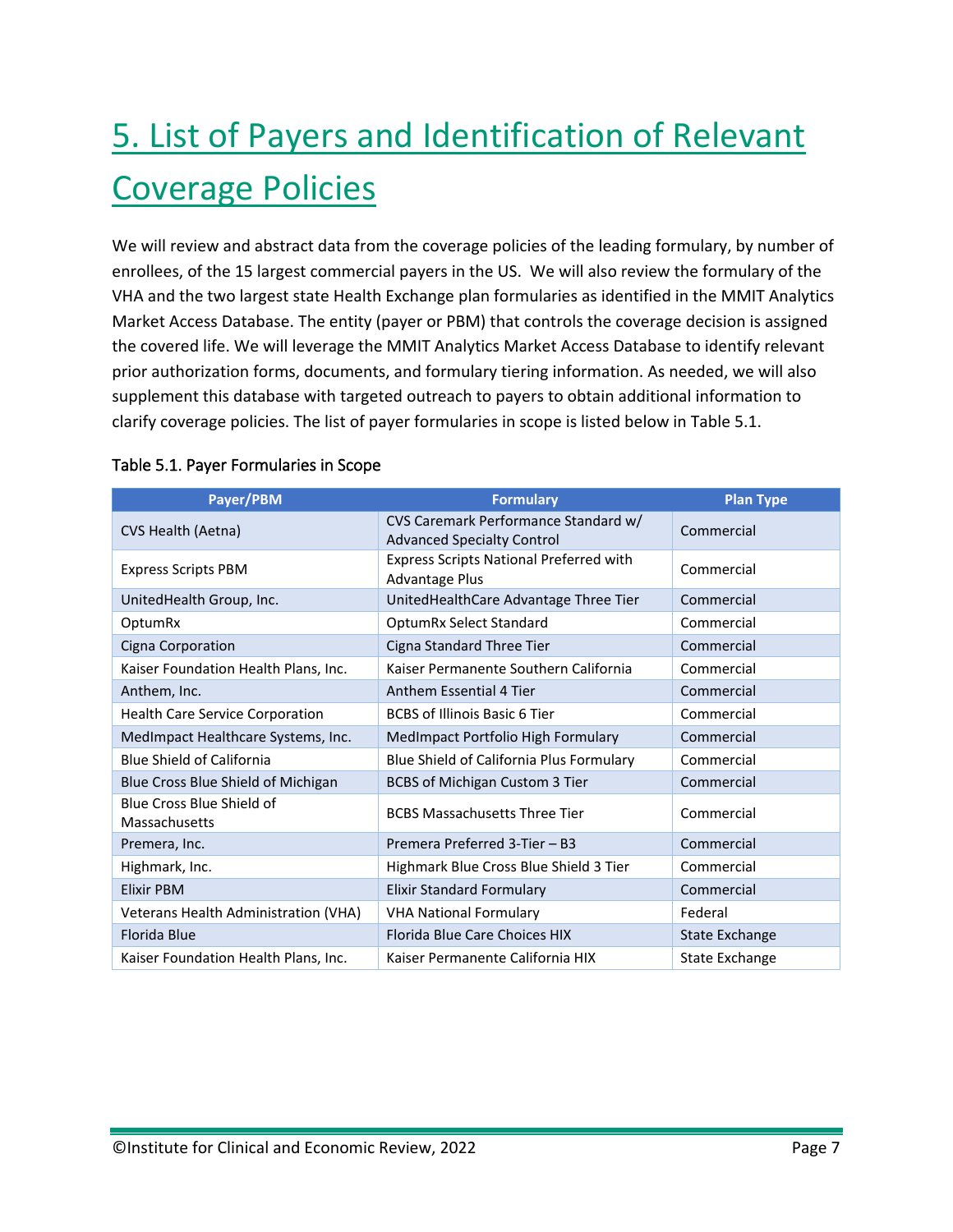# 5. List of Payers and Identification of Relevant Coverage Policies

We will review and abstract data from the coverage policies of the leading formulary, by number of enrollees, of the 15 largest commercial payers in the US. We will also review the formulary of the VHA and the two largest state Health Exchange plan formularies as identified in the MMIT Analytics Market Access Database. The entity (payer or PBM) that controls the coverage decision is assigned the covered life. We will leverage the MMIT Analytics Market Access Database to identify relevant prior authorization forms, documents, and formulary tiering information. As needed, we will also supplement this database with targeted outreach to payers to obtain additional information to clarify coverage policies. The list of payer formularies in scope is listed below in Table 5.1.

Table 5.1. Payer Formularies in Scope

| Payer/PBM | Formulary | Plan Type |
|---|---|---|
| CVS Health (Aetna) | CVS Caremark Performance Standard w/ Advanced Specialty Control | Commercial |
| Express Scripts PBM | Express Scripts National Preferred with Advantage Plus | Commercial |
| UnitedHealth Group, Inc. | UnitedHealthCare Advantage Three Tier | Commercial |
| OptumRx | OptumRx Select Standard | Commercial |
| Cigna Corporation | Cigna Standard Three Tier | Commercial |
| Kaiser Foundation Health Plans, Inc. | Kaiser Permanente Southern California | Commercial |
| Anthem, Inc. | Anthem Essential 4 Tier | Commercial |
| Health Care Service Corporation | BCBS of Illinois Basic 6 Tier | Commercial |
| MedImpact Healthcare Systems, Inc. | MedImpact Portfolio High Formulary | Commercial |
| Blue Shield of California | Blue Shield of California Plus Formulary | Commercial |
| Blue Cross Blue Shield of Michigan | BCBS of Michigan Custom 3 Tier | Commercial |
| Blue Cross Blue Shield of Massachusetts | BCBS Massachusetts Three Tier | Commercial |
| Premera, Inc. | Premera Preferred 3-Tier – B3 | Commercial |
| Highmark, Inc. | Highmark Blue Cross Blue Shield 3 Tier | Commercial |
| Elixir PBM | Elixir Standard Formulary | Commercial |
| Veterans Health Administration (VHA) | VHA National Formulary | Federal |
| Florida Blue | Florida Blue Care Choices HIX | State Exchange |
| Kaiser Foundation Health Plans, Inc. | Kaiser Permanente California HIX | State Exchange |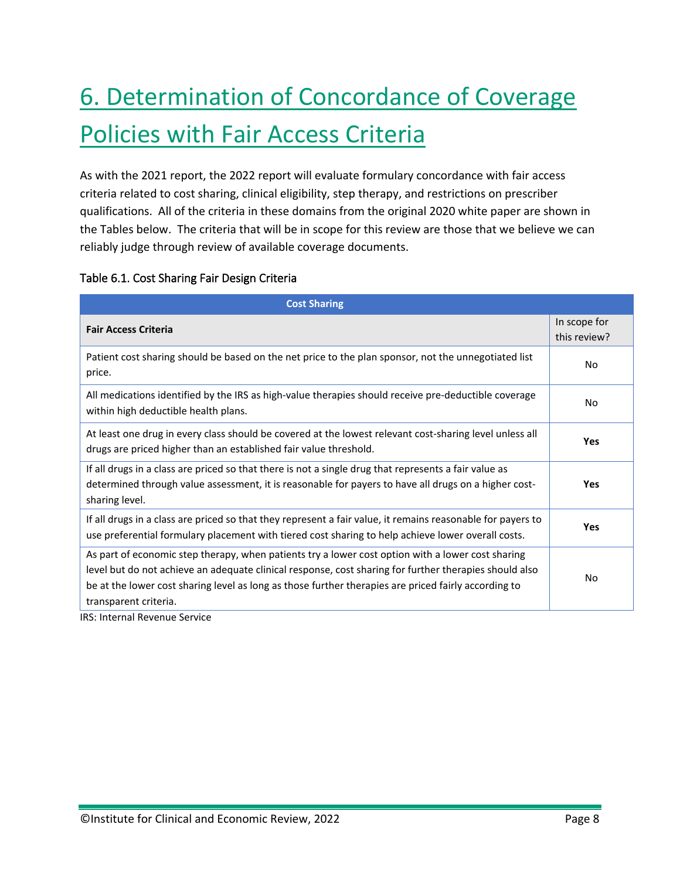# 6. Determination of Concordance of Coverage Policies with Fair Access Criteria

As with the 2021 report, the 2022 report will evaluate formulary concordance with fair access criteria related to cost sharing, clinical eligibility, step therapy, and restrictions on prescriber qualifications. All of the criteria in these domains from the original 2020 white paper are shown in the Tables below. The criteria that will be in scope for this review are those that we believe we can reliably judge through review of available coverage documents.

Table 6.1. Cost Sharing Fair Design Criteria

| Cost Sharing | |
|---|---|
| **Fair Access Criteria** | In scope for this review? |
| Patient cost sharing should be based on the net price to the plan sponsor, not the unnegotiated list price. | No |
| All medications identified by the IRS as high-value therapies should receive pre-deductible coverage within high deductible health plans. | No |
| At least one drug in every class should be covered at the lowest relevant cost-sharing level unless all drugs are priced higher than an established fair value threshold. | **Yes** |
| If all drugs in a class are priced so that there is not a single drug that represents a fair value as determined through value assessment, it is reasonable for payers to have all drugs on a higher cost-sharing level. | **Yes** |
| If all drugs in a class are priced so that they represent a fair value, it remains reasonable for payers to use preferential formulary placement with tiered cost sharing to help achieve lower overall costs. | **Yes** |
| As part of economic step therapy, when patients try a lower cost option with a lower cost sharing level but do not achieve an adequate clinical response, cost sharing for further therapies should also be at the lower cost sharing level as long as those further therapies are priced fairly according to transparent criteria. | No |

IRS: Internal Revenue Service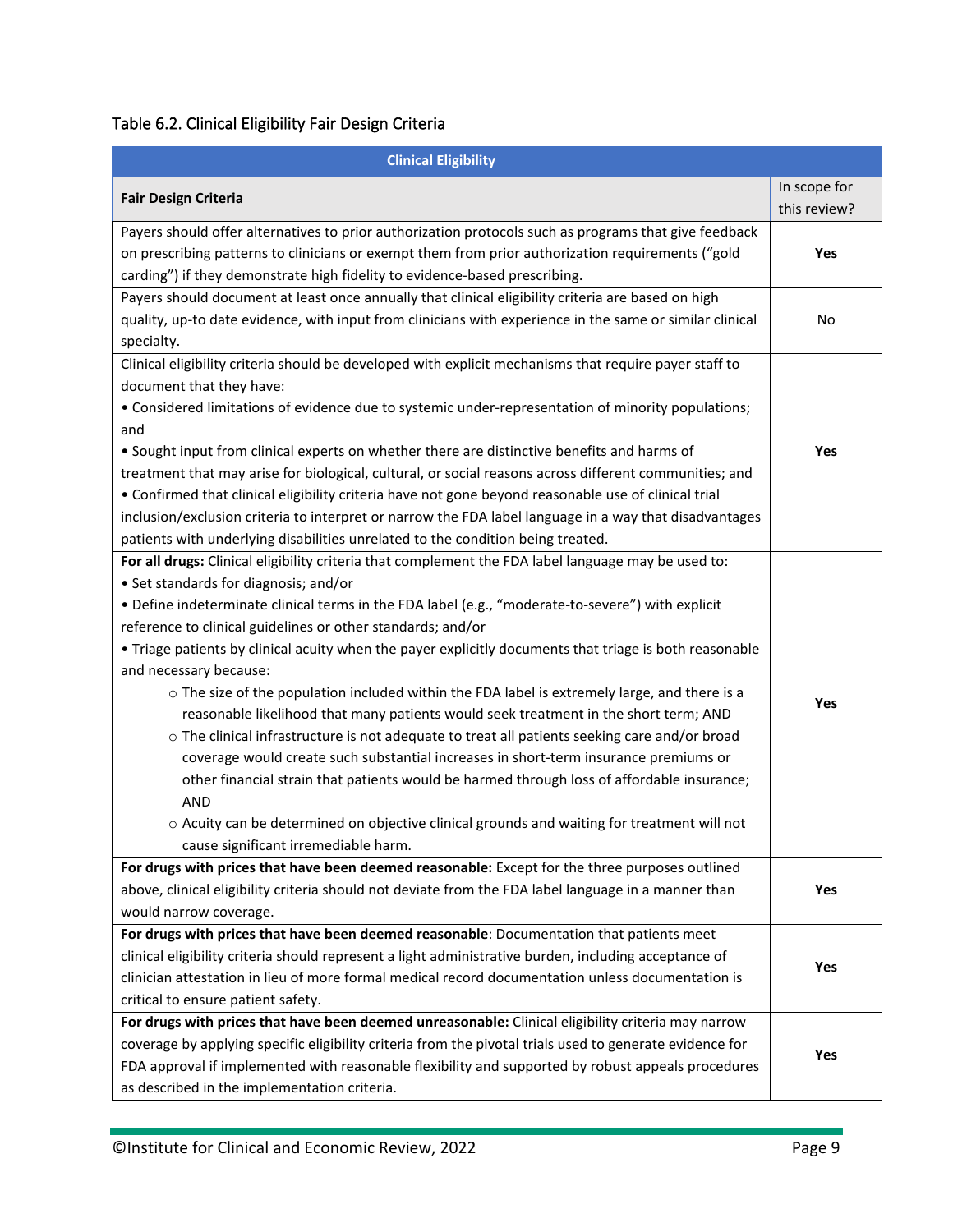Table 6.2. Clinical Eligibility Fair Design Criteria

| Clinical Eligibility | |
|---|---|
| **Fair Design Criteria** | In scope for this review? |
| Payers should offer alternatives to prior authorization protocols such as programs that give feedback on prescribing patterns to clinicians or exempt them from prior authorization requirements ("gold carding") if they demonstrate high fidelity to evidence-based prescribing. | **Yes** |
| Payers should document at least once annually that clinical eligibility criteria are based on high quality, up-to date evidence, with input from clinicians with experience in the same or similar clinical specialty. | No |
| Clinical eligibility criteria should be developed with explicit mechanisms that require payer staff to document that they have:<br>• Considered limitations of evidence due to systemic under-representation of minority populations; and<br>• Sought input from clinical experts on whether there are distinctive benefits and harms of treatment that may arise for biological, cultural, or social reasons across different communities; and<br>• Confirmed that clinical eligibility criteria have not gone beyond reasonable use of clinical trial inclusion/exclusion criteria to interpret or narrow the FDA label language in a way that disadvantages patients with underlying disabilities unrelated to the condition being treated. | **Yes** |
| **For all drugs:** Clinical eligibility criteria that complement the FDA label language may be used to:<br>• Set standards for diagnosis; and/or<br>• Define indeterminate clinical terms in the FDA label (e.g., "moderate-to-severe") with explicit reference to clinical guidelines or other standards; and/or<br>• Triage patients by clinical acuity when the payer explicitly documents that triage is both reasonable and necessary because:<br>○ The size of the population included within the FDA label is extremely large, and there is a reasonable likelihood that many patients would seek treatment in the short term; AND<br>○ The clinical infrastructure is not adequate to treat all patients seeking care and/or broad coverage would create such substantial increases in short-term insurance premiums or other financial strain that patients would be harmed through loss of affordable insurance; AND<br>○ Acuity can be determined on objective clinical grounds and waiting for treatment will not cause significant irremediable harm. | **Yes** |
| **For drugs with prices that have been deemed reasonable:** Except for the three purposes outlined above, clinical eligibility criteria should not deviate from the FDA label language in a manner than would narrow coverage. | **Yes** |
| **For drugs with prices that have been deemed reasonable**: Documentation that patients meet clinical eligibility criteria should represent a light administrative burden, including acceptance of clinician attestation in lieu of more formal medical record documentation unless documentation is critical to ensure patient safety. | **Yes** |
| **For drugs with prices that have been deemed unreasonable:** Clinical eligibility criteria may narrow coverage by applying specific eligibility criteria from the pivotal trials used to generate evidence for FDA approval if implemented with reasonable flexibility and supported by robust appeals procedures as described in the implementation criteria. | **Yes** |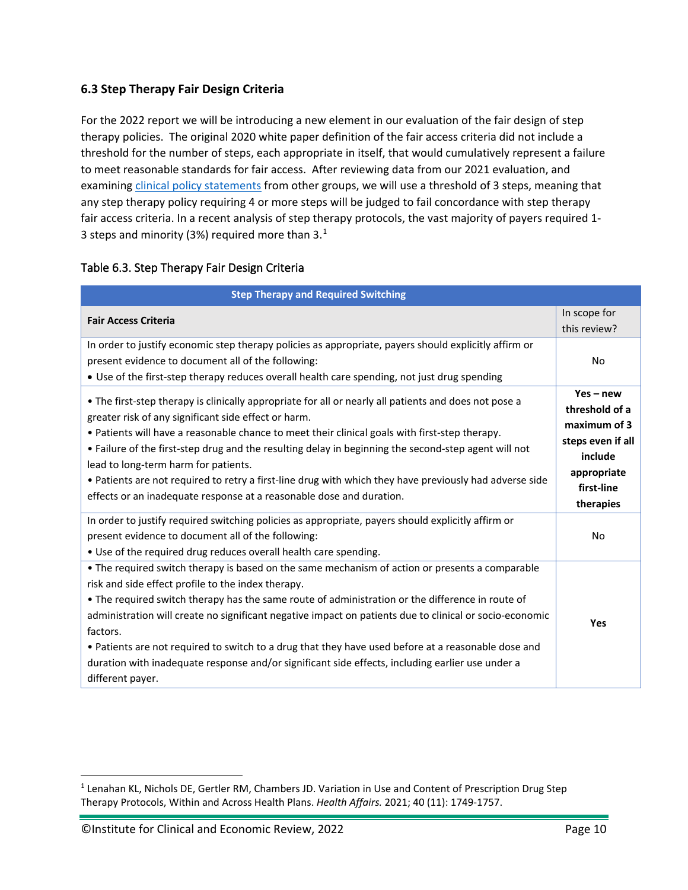### 6.3 Step Therapy Fair Design Criteria

For the 2022 report we will be introducing a new element in our evaluation of the fair design of step therapy policies. The original 2020 white paper definition of the fair access criteria did not include a threshold for the number of steps, each appropriate in itself, that would cumulatively represent a failure to meet reasonable standards for fair access. After reviewing data from our 2021 evaluation, and examining clinical policy statements from other groups, we will use a threshold of 3 steps, meaning that any step therapy policy requiring 4 or more steps will be judged to fail concordance with step therapy fair access criteria. In a recent analysis of step therapy protocols, the vast majority of payers required 1-3 steps and minority (3%) required more than 3.[1]

Table 6.3. Step Therapy Fair Design Criteria

| **Step Therapy and Required Switching** | |
|---|---|
| **Fair Access Criteria** | In scope for this review? |
| In order to justify economic step therapy policies as appropriate, payers should explicitly affirm or present evidence to document all of the following:<br>• Use of the first-step therapy reduces overall health care spending, not just drug spending | No |
| • The first-step therapy is clinically appropriate for all or nearly all patients and does not pose a greater risk of any significant side effect or harm.<br>• Patients will have a reasonable chance to meet their clinical goals with first-step therapy.<br>• Failure of the first-step drug and the resulting delay in beginning the second-step agent will not lead to long-term harm for patients.<br>• Patients are not required to retry a first-line drug with which they have previously had adverse side effects or an inadequate response at a reasonable dose and duration. | **Yes – new threshold of a maximum of 3 steps even if all include appropriate first-line therapies** |
| In order to justify required switching policies as appropriate, payers should explicitly affirm or present evidence to document all of the following:<br>• Use of the required drug reduces overall health care spending. | No |
| • The required switch therapy is based on the same mechanism of action or presents a comparable risk and side effect profile to the index therapy.<br>• The required switch therapy has the same route of administration or the difference in route of administration will create no significant negative impact on patients due to clinical or socio-economic factors.<br>• Patients are not required to switch to a drug that they have used before at a reasonable dose and duration with inadequate response and/or significant side effects, including earlier use under a different payer. | **Yes** |

[1] Lenahan KL, Nichols DE, Gertler RM, Chambers JD. Variation in Use and Content of Prescription Drug Step Therapy Protocols, Within and Across Health Plans. *Health Affairs.* 2021; 40 (11): 1749-1757.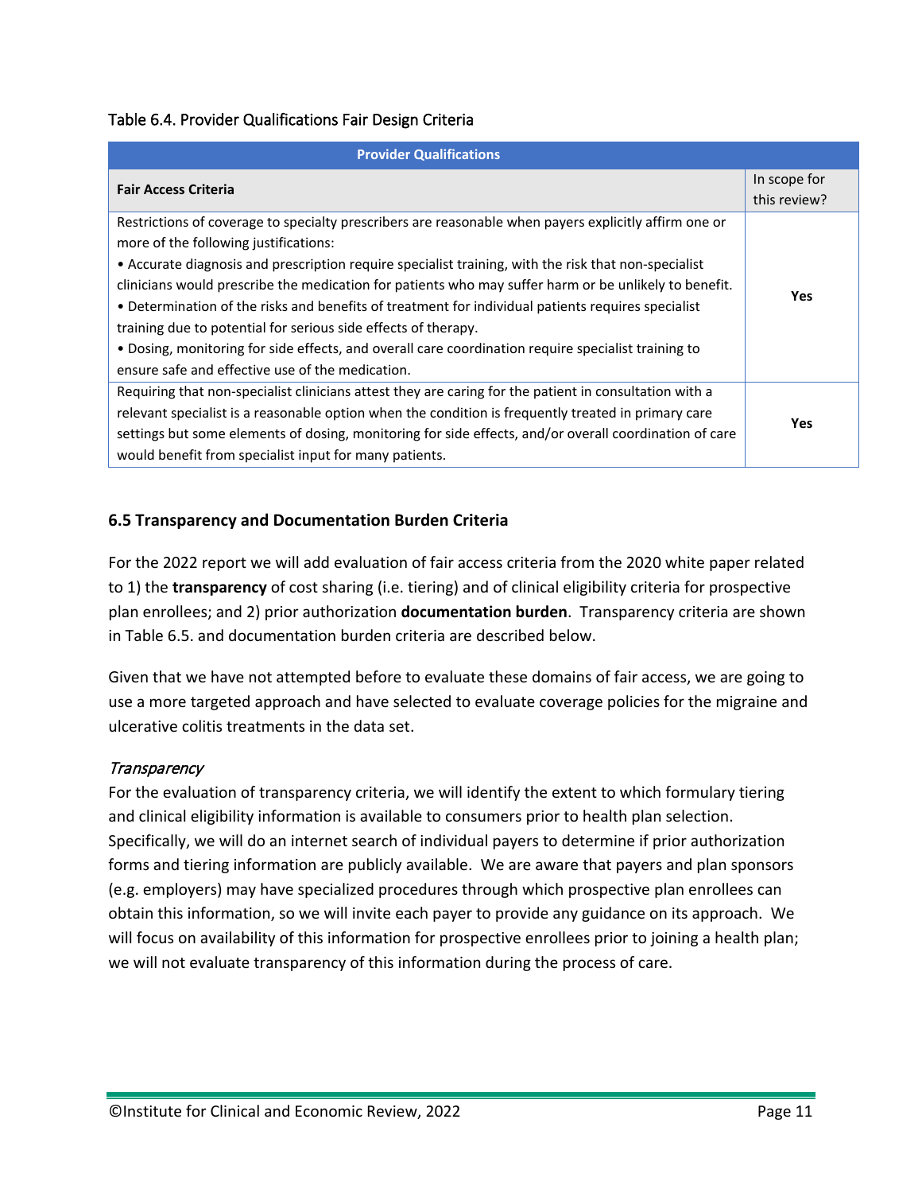Table 6.4. Provider Qualifications Fair Design Criteria

| Provider Qualifications | |
|---|---|
| **Fair Access Criteria** | In scope for this review? |
| Restrictions of coverage to specialty prescribers are reasonable when payers explicitly affirm one or more of the following justifications:<br>• Accurate diagnosis and prescription require specialist training, with the risk that non-specialist clinicians would prescribe the medication for patients who may suffer harm or be unlikely to benefit.<br>• Determination of the risks and benefits of treatment for individual patients requires specialist training due to potential for serious side effects of therapy.<br>• Dosing, monitoring for side effects, and overall care coordination require specialist training to ensure safe and effective use of the medication. | **Yes** |
| Requiring that non-specialist clinicians attest they are caring for the patient in consultation with a relevant specialist is a reasonable option when the condition is frequently treated in primary care settings but some elements of dosing, monitoring for side effects, and/or overall coordination of care would benefit from specialist input for many patients. | **Yes** |

## 6.5 Transparency and Documentation Burden Criteria

For the 2022 report we will add evaluation of fair access criteria from the 2020 white paper related to 1) the **transparency** of cost sharing (i.e. tiering) and of clinical eligibility criteria for prospective plan enrollees; and 2) prior authorization **documentation burden**. Transparency criteria are shown in Table 6.5. and documentation burden criteria are described below.

Given that we have not attempted before to evaluate these domains of fair access, we are going to use a more targeted approach and have selected to evaluate coverage policies for the migraine and ulcerative colitis treatments in the data set.

*Transparency*

For the evaluation of transparency criteria, we will identify the extent to which formulary tiering and clinical eligibility information is available to consumers prior to health plan selection. Specifically, we will do an internet search of individual payers to determine if prior authorization forms and tiering information are publicly available. We are aware that payers and plan sponsors (e.g. employers) may have specialized procedures through which prospective plan enrollees can obtain this information, so we will invite each payer to provide any guidance on its approach. We will focus on availability of this information for prospective enrollees prior to joining a health plan; we will not evaluate transparency of this information during the process of care.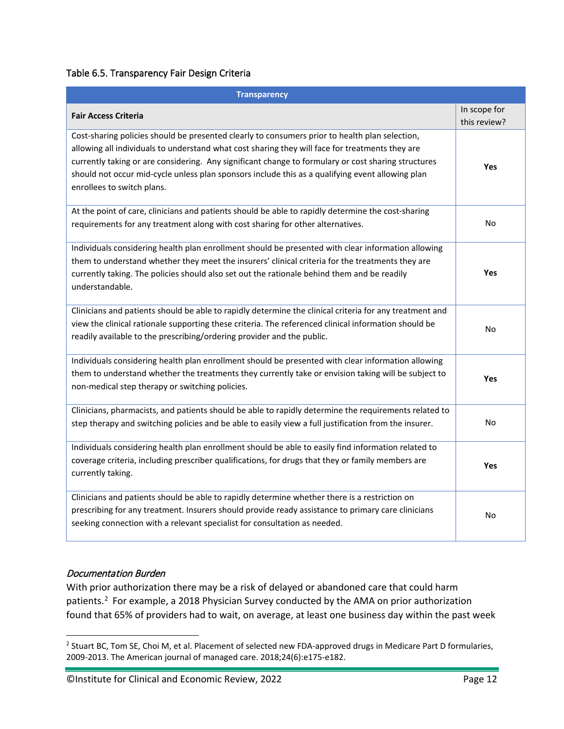Table 6.5. Transparency Fair Design Criteria

| Transparency | |
|---|---|
| **Fair Access Criteria** | In scope for this review? |
| Cost-sharing policies should be presented clearly to consumers prior to health plan selection, allowing all individuals to understand what cost sharing they will face for treatments they are currently taking or are considering. Any significant change to formulary or cost sharing structures should not occur mid-cycle unless plan sponsors include this as a qualifying event allowing plan enrollees to switch plans. | **Yes** |
| At the point of care, clinicians and patients should be able to rapidly determine the cost-sharing requirements for any treatment along with cost sharing for other alternatives. | No |
| Individuals considering health plan enrollment should be presented with clear information allowing them to understand whether they meet the insurers' clinical criteria for the treatments they are currently taking. The policies should also set out the rationale behind them and be readily understandable. | **Yes** |
| Clinicians and patients should be able to rapidly determine the clinical criteria for any treatment and view the clinical rationale supporting these criteria. The referenced clinical information should be readily available to the prescribing/ordering provider and the public. | No |
| Individuals considering health plan enrollment should be presented with clear information allowing them to understand whether the treatments they currently take or envision taking will be subject to non-medical step therapy or switching policies. | **Yes** |
| Clinicians, pharmacists, and patients should be able to rapidly determine the requirements related to step therapy and switching policies and be able to easily view a full justification from the insurer. | No |
| Individuals considering health plan enrollment should be able to easily find information related to coverage criteria, including prescriber qualifications, for drugs that they or family members are currently taking. | **Yes** |
| Clinicians and patients should be able to rapidly determine whether there is a restriction on prescribing for any treatment. Insurers should provide ready assistance to primary care clinicians seeking connection with a relevant specialist for consultation as needed. | No |

### *Documentation Burden*

With prior authorization there may be a risk of delayed or abandoned care that could harm patients.[2] For example, a 2018 Physician Survey conducted by the AMA on prior authorization found that 65% of providers had to wait, on average, at least one business day within the past week

[2] Stuart BC, Tom SE, Choi M, et al. Placement of selected new FDA-approved drugs in Medicare Part D formularies, 2009-2013. The American journal of managed care. 2018;24(6):e175-e182.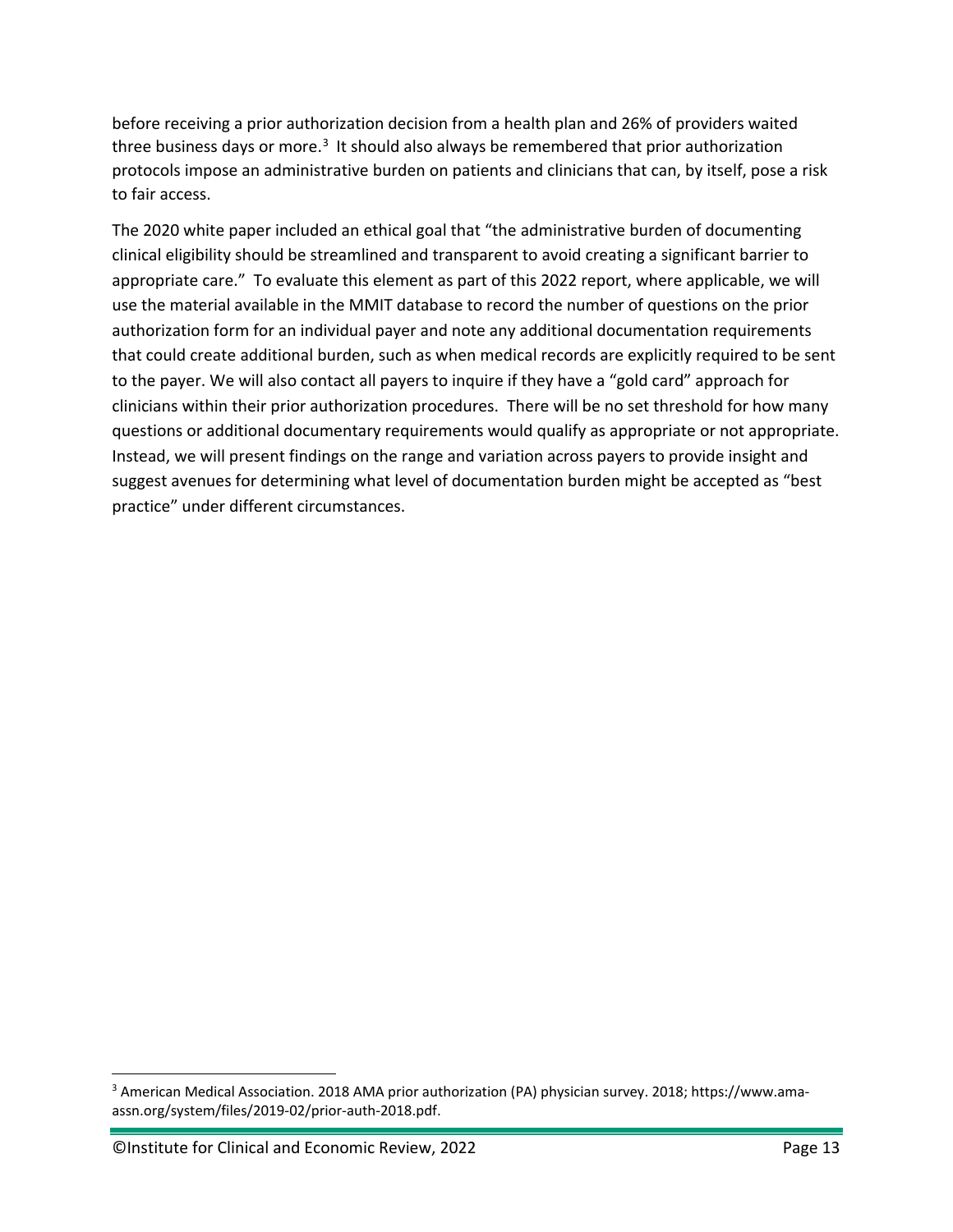before receiving a prior authorization decision from a health plan and 26% of providers waited three business days or more.[3] It should also always be remembered that prior authorization protocols impose an administrative burden on patients and clinicians that can, by itself, pose a risk to fair access.

The 2020 white paper included an ethical goal that "the administrative burden of documenting clinical eligibility should be streamlined and transparent to avoid creating a significant barrier to appropriate care." To evaluate this element as part of this 2022 report, where applicable, we will use the material available in the MMIT database to record the number of questions on the prior authorization form for an individual payer and note any additional documentation requirements that could create additional burden, such as when medical records are explicitly required to be sent to the payer. We will also contact all payers to inquire if they have a "gold card" approach for clinicians within their prior authorization procedures. There will be no set threshold for how many questions or additional documentary requirements would qualify as appropriate or not appropriate. Instead, we will present findings on the range and variation across payers to provide insight and suggest avenues for determining what level of documentation burden might be accepted as "best practice" under different circumstances.

---

[3] American Medical Association. 2018 AMA prior authorization (PA) physician survey. 2018; https://www.ama-assn.org/system/files/2019-02/prior-auth-2018.pdf.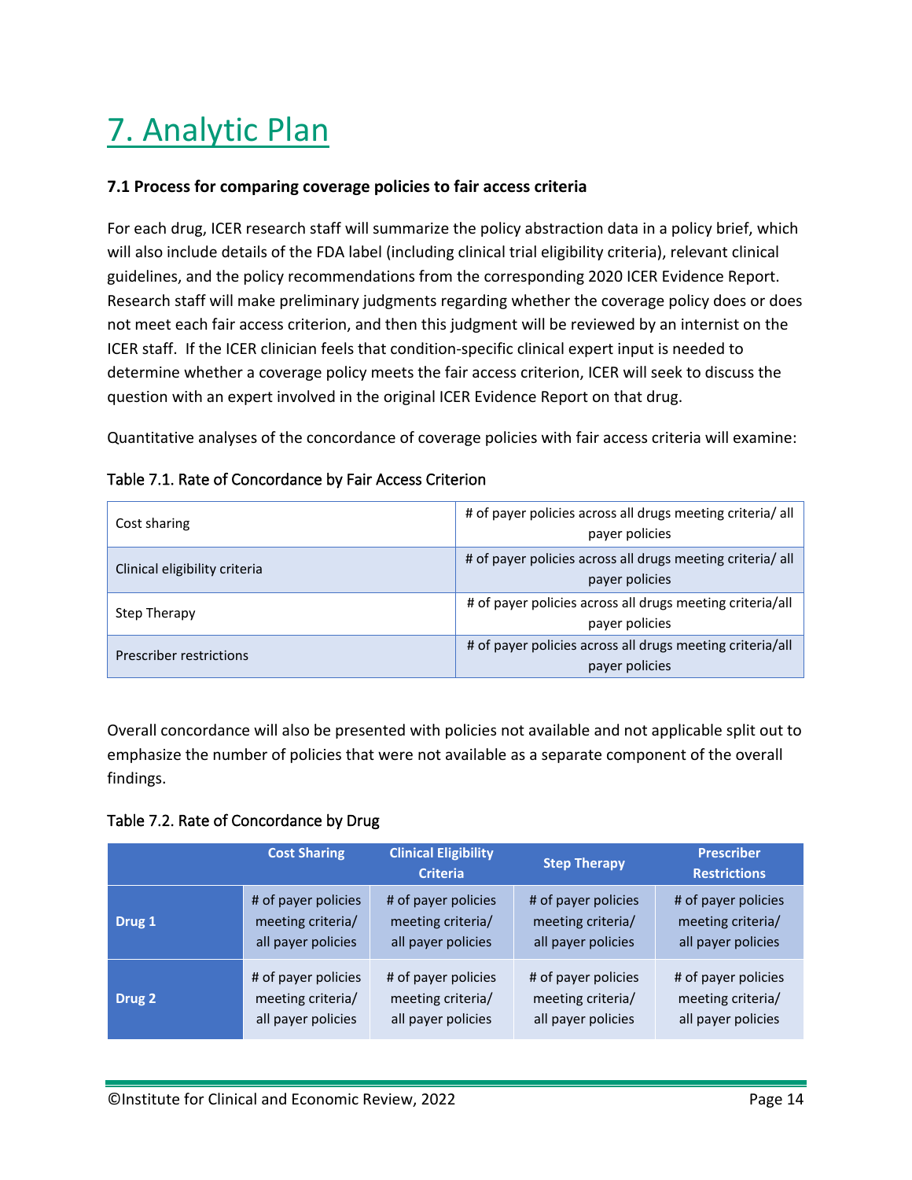# 7. Analytic Plan

### 7.1 Process for comparing coverage policies to fair access criteria

For each drug, ICER research staff will summarize the policy abstraction data in a policy brief, which will also include details of the FDA label (including clinical trial eligibility criteria), relevant clinical guidelines, and the policy recommendations from the corresponding 2020 ICER Evidence Report. Research staff will make preliminary judgments regarding whether the coverage policy does or does not meet each fair access criterion, and then this judgment will be reviewed by an internist on the ICER staff. If the ICER clinician feels that condition-specific clinical expert input is needed to determine whether a coverage policy meets the fair access criterion, ICER will seek to discuss the question with an expert involved in the original ICER Evidence Report on that drug.

Quantitative analyses of the concordance of coverage policies with fair access criteria will examine:

Table 7.1. Rate of Concordance by Fair Access Criterion

| | |
|---|---|
| Cost sharing | # of payer policies across all drugs meeting criteria/ all payer policies |
| Clinical eligibility criteria | # of payer policies across all drugs meeting criteria/ all payer policies |
| Step Therapy | # of payer policies across all drugs meeting criteria/all payer policies |
| Prescriber restrictions | # of payer policies across all drugs meeting criteria/all payer policies |

Overall concordance will also be presented with policies not available and not applicable split out to emphasize the number of policies that were not available as a separate component of the overall findings.

Table 7.2. Rate of Concordance by Drug

| | Cost Sharing | Clinical Eligibility Criteria | Step Therapy | Prescriber Restrictions |
|---|---|---|---|---|
| **Drug 1** | # of payer policies meeting criteria/ all payer policies | # of payer policies meeting criteria/ all payer policies | # of payer policies meeting criteria/ all payer policies | # of payer policies meeting criteria/ all payer policies |
| **Drug 2** | # of payer policies meeting criteria/ all payer policies | # of payer policies meeting criteria/ all payer policies | # of payer policies meeting criteria/ all payer policies | # of payer policies meeting criteria/ all payer policies |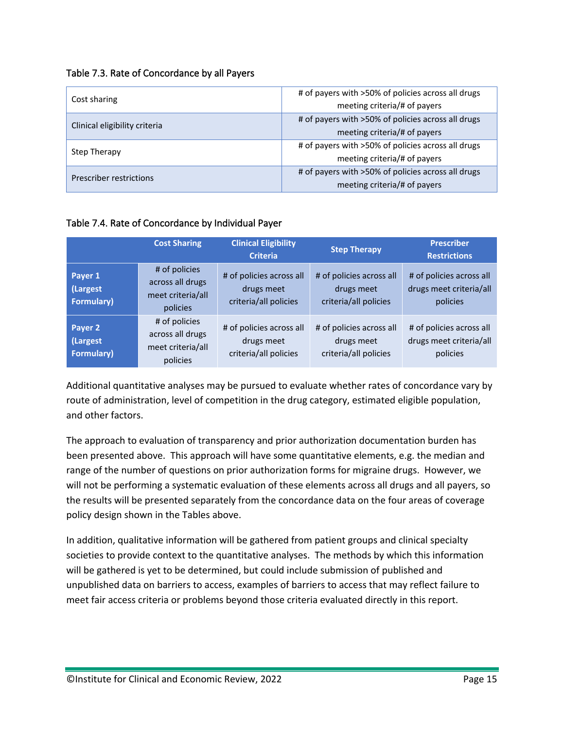Table 7.3. Rate of Concordance by all Payers

| | |
|---|---|
| Cost sharing | # of payers with >50% of policies across all drugs meeting criteria/# of payers |
| Clinical eligibility criteria | # of payers with >50% of policies across all drugs meeting criteria/# of payers |
| Step Therapy | # of payers with >50% of policies across all drugs meeting criteria/# of payers |
| Prescriber restrictions | # of payers with >50% of policies across all drugs meeting criteria/# of payers |

Table 7.4. Rate of Concordance by Individual Payer

| | Cost Sharing | Clinical Eligibility Criteria | Step Therapy | Prescriber Restrictions |
|---|---|---|---|---|
| **Payer 1 (Largest Formulary)** | # of policies across all drugs meet criteria/all policies | # of policies across all drugs meet criteria/all policies | # of policies across all drugs meet criteria/all policies | # of policies across all drugs meet criteria/all policies |
| **Payer 2 (Largest Formulary)** | # of policies across all drugs meet criteria/all policies | # of policies across all drugs meet criteria/all policies | # of policies across all drugs meet criteria/all policies | # of policies across all drugs meet criteria/all policies |

Additional quantitative analyses may be pursued to evaluate whether rates of concordance vary by route of administration, level of competition in the drug category, estimated eligible population, and other factors.

The approach to evaluation of transparency and prior authorization documentation burden has been presented above. This approach will have some quantitative elements, e.g. the median and range of the number of questions on prior authorization forms for migraine drugs. However, we will not be performing a systematic evaluation of these elements across all drugs and all payers, so the results will be presented separately from the concordance data on the four areas of coverage policy design shown in the Tables above.

In addition, qualitative information will be gathered from patient groups and clinical specialty societies to provide context to the quantitative analyses. The methods by which this information will be gathered is yet to be determined, but could include submission of published and unpublished data on barriers to access, examples of barriers to access that may reflect failure to meet fair access criteria or problems beyond those criteria evaluated directly in this report.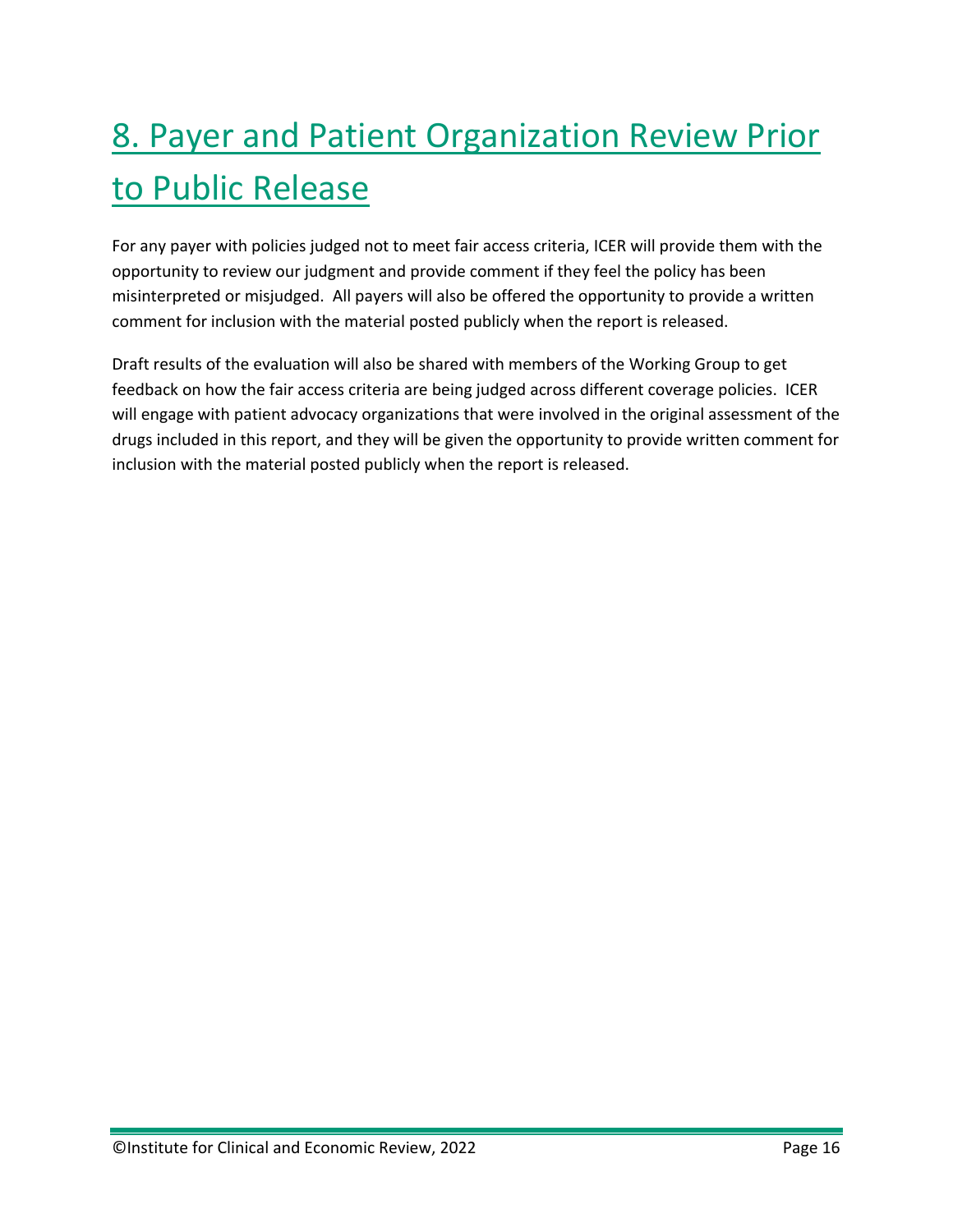# 8. Payer and Patient Organization Review Prior to Public Release

For any payer with policies judged not to meet fair access criteria, ICER will provide them with the opportunity to review our judgment and provide comment if they feel the policy has been misinterpreted or misjudged. All payers will also be offered the opportunity to provide a written comment for inclusion with the material posted publicly when the report is released.

Draft results of the evaluation will also be shared with members of the Working Group to get feedback on how the fair access criteria are being judged across different coverage policies. ICER will engage with patient advocacy organizations that were involved in the original assessment of the drugs included in this report, and they will be given the opportunity to provide written comment for inclusion with the material posted publicly when the report is released.